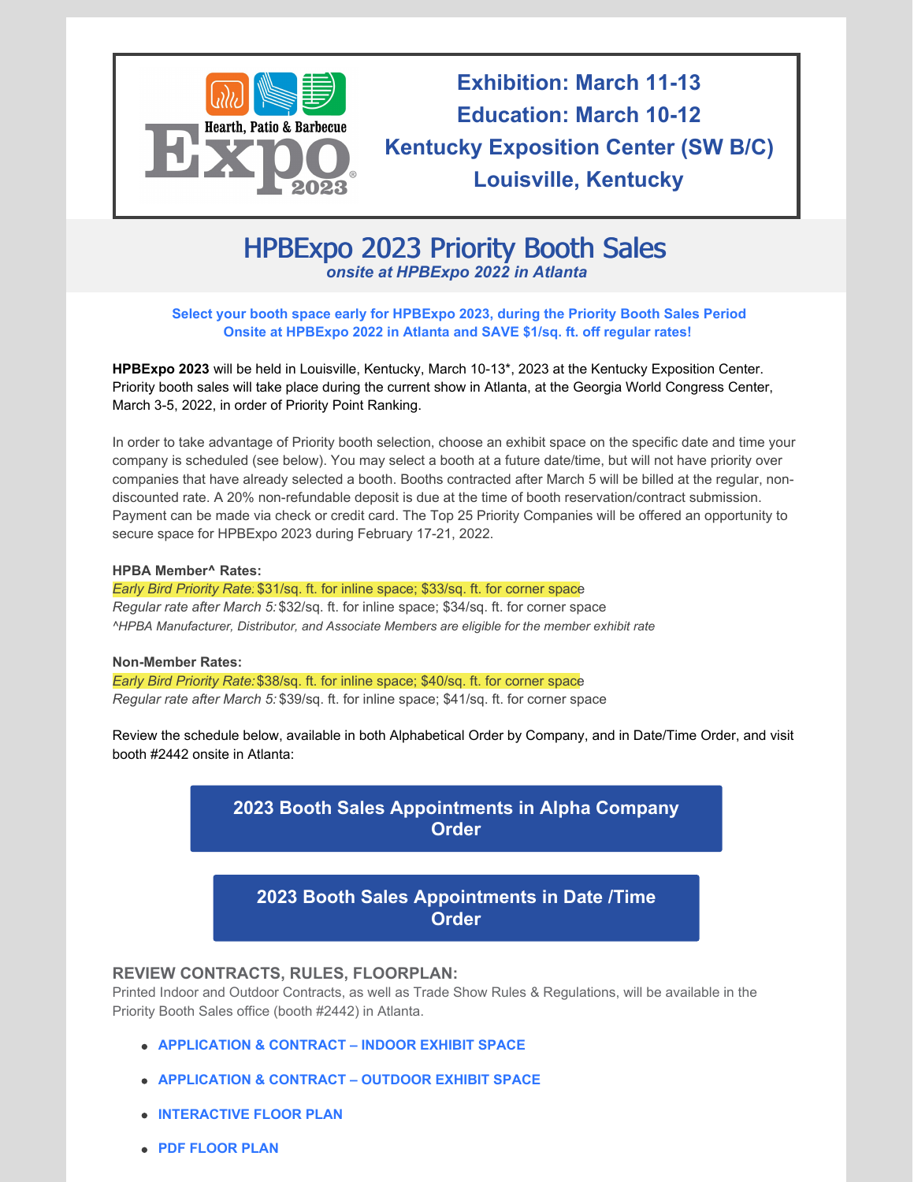Hearth, Patio & Barbecue Expo 2023

**Exhibition: March 11-13**
**Education: March 10-12**
**Kentucky Exposition Center (SW B/C)**
**Louisville, Kentucky**

# HPBExpo 2023 Priority Booth Sales

*onsite at HPBExpo 2022 in Atlanta*

**Select your booth space early for HPBExpo 2023, during the Priority Booth Sales Period Onsite at HPBExpo 2022 in Atlanta and SAVE $1/sq. ft. off regular rates!**

**HPBExpo 2023** will be held in Louisville, Kentucky, March 10-13*, 2023 at the Kentucky Exposition Center. Priority booth sales will take place during the current show in Atlanta, at the Georgia World Congress Center, March 3-5, 2022, in order of Priority Point Ranking.

In order to take advantage of Priority booth selection, choose an exhibit space on the specific date and time your company is scheduled (see below). You may select a booth at a future date/time, but will not have priority over companies that have already selected a booth. Booths contracted after March 5 will be billed at the regular, non-discounted rate. A 20% non-refundable deposit is due at the time of booth reservation/contract submission. Payment can be made via check or credit card. The Top 25 Priority Companies will be offered an opportunity to secure space for HPBExpo 2023 during February 17-21, 2022.

**HPBA Member^ Rates:**
*Early Bird Priority Rate:* $31/sq. ft. for inline space; $33/sq. ft. for corner space
*Regular rate after March 5:* $32/sq. ft. for inline space; $34/sq. ft. for corner space
*^HPBA Manufacturer, Distributor, and Associate Members are eligible for the member exhibit rate*

**Non-Member Rates:**
*Early Bird Priority Rate:* $38/sq. ft. for inline space; $40/sq. ft. for corner space
*Regular rate after March 5:* $39/sq. ft. for inline space; $41/sq. ft. for corner space

Review the schedule below, available in both Alphabetical Order by Company, and in Date/Time Order, and visit booth #2442 onsite in Atlanta:

**2023 Booth Sales Appointments in Alpha Company Order**

**2023 Booth Sales Appointments in Date /Time Order**

### REVIEW CONTRACTS, RULES, FLOORPLAN:

Printed Indoor and Outdoor Contracts, as well as Trade Show Rules & Regulations, will be available in the Priority Booth Sales office (booth #2442) in Atlanta.

- **APPLICATION & CONTRACT – INDOOR EXHIBIT SPACE**
- **APPLICATION & CONTRACT – OUTDOOR EXHIBIT SPACE**
- **INTERACTIVE FLOOR PLAN**
- **PDF FLOOR PLAN**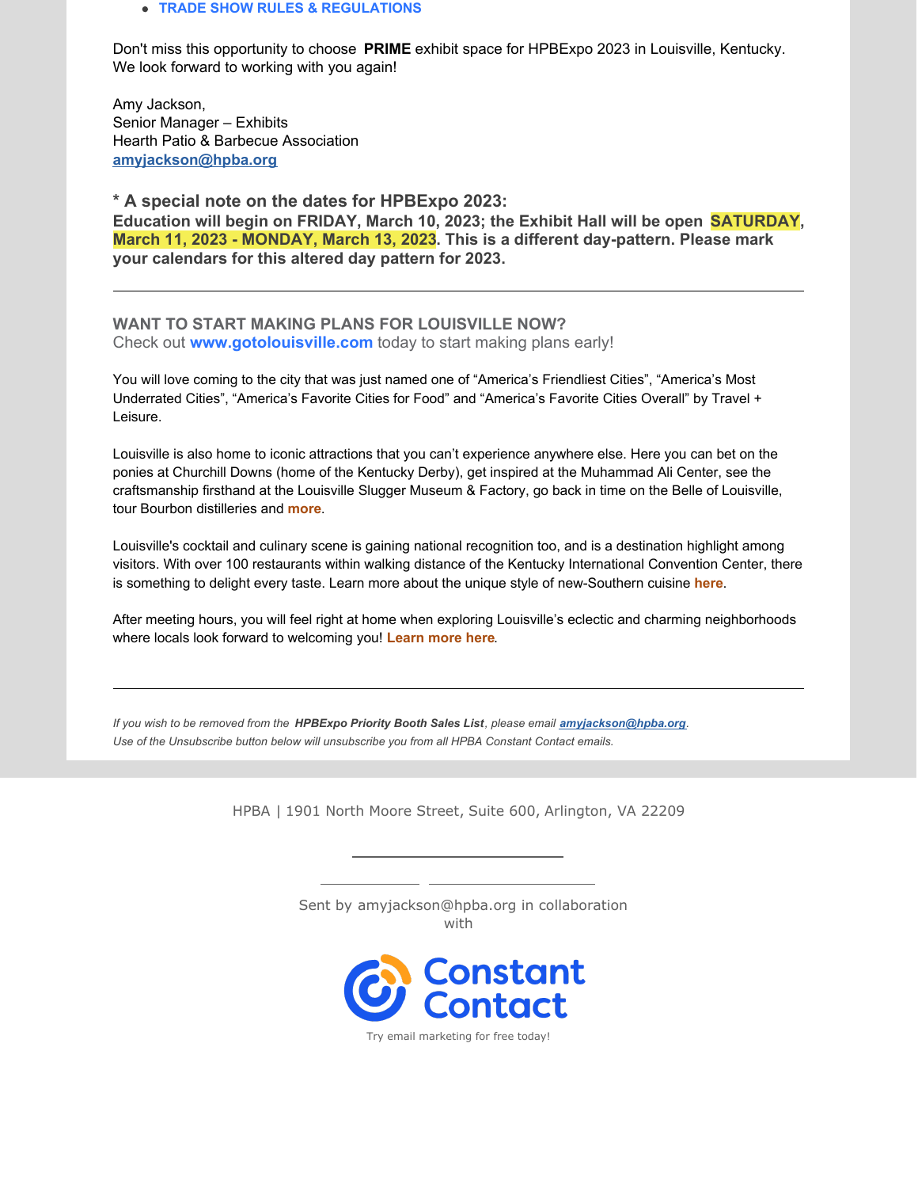- **TRADE SHOW RULES & REGULATIONS**

Don't miss this opportunity to choose **PRIME** exhibit space for HPBExpo 2023 in Louisville, Kentucky. We look forward to working with you again!

Amy Jackson,
Senior Manager – Exhibits
Hearth Patio & Barbecue Association
amyjackson@hpba.org

**\* A special note on the dates for HPBExpo 2023:**
**Education will begin on FRIDAY, March 10, 2023; the Exhibit Hall will be open SATURDAY, March 11, 2023 - MONDAY, March 13, 2023. This is a different day-pattern. Please mark your calendars for this altered day pattern for 2023.**

---

**WANT TO START MAKING PLANS FOR LOUISVILLE NOW?**
Check out **www.gotolouisville.com** today to start making plans early!

You will love coming to the city that was just named one of "America's Friendliest Cities", "America's Most Underrated Cities", "America's Favorite Cities for Food" and "America's Favorite Cities Overall" by Travel + Leisure.

Louisville is also home to iconic attractions that you can't experience anywhere else. Here you can bet on the ponies at Churchill Downs (home of the Kentucky Derby), get inspired at the Muhammad Ali Center, see the craftsmanship firsthand at the Louisville Slugger Museum & Factory, go back in time on the Belle of Louisville, tour Bourbon distilleries and **more**.

Louisville's cocktail and culinary scene is gaining national recognition too, and is a destination highlight among visitors. With over 100 restaurants within walking distance of the Kentucky International Convention Center, there is something to delight every taste. Learn more about the unique style of new-Southern cuisine **here**.

After meeting hours, you will feel right at home when exploring Louisville's eclectic and charming neighborhoods where locals look forward to welcoming you! **Learn more here**.

---

*If you wish to be removed from the **HPBExpo Priority Booth Sales List**, please email **amyjackson@hpba.org**.*
*Use of the Unsubscribe button below will unsubscribe you from all HPBA Constant Contact emails.*

HPBA | 1901 North Moore Street, Suite 600, Arlington, VA 22209

Sent by amyjackson@hpba.org in collaboration with

Constant Contact

Try email marketing for free today!